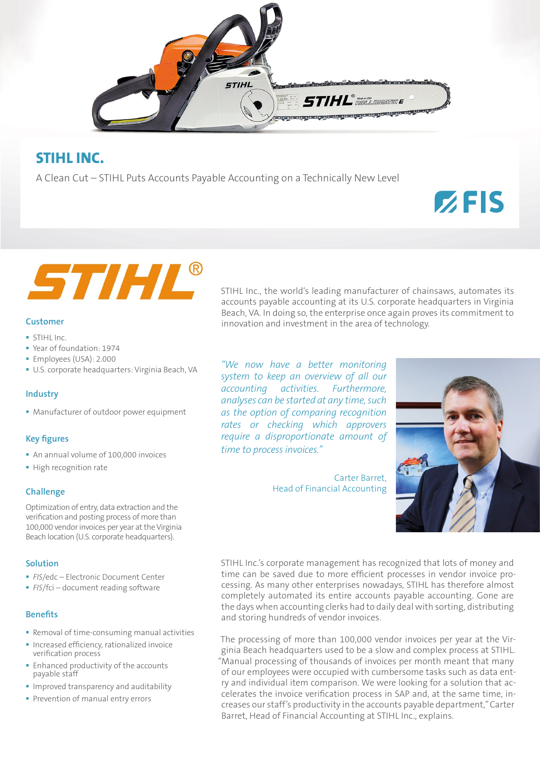# STIHL INC.

A Clean Cut – STIHL Puts Accounts Payable Accounting on a Technically New Level

STIHL Inc., the world's leading manufacturer of chainsaws, automates its accounts payable accounting at its U.S. corporate headquarters in Virginia Beach, VA. In doing so, the enterprise once again proves its commitment to innovation and investment in the area of technology.

*"We now have a better monitoring system to keep an overview of all our accounting activities. Furthermore, analyses can be started at any time, such as the option of comparing recognition rates or checking which approvers require a disproportionate amount of time to process invoices."*

Carter Barret,
Head of Financial Accounting

STIHL Inc.'s corporate management has recognized that lots of money and time can be saved due to more efficient processes in vendor invoice processing. As many other enterprises nowadays, STIHL has therefore almost completely automated its entire accounts payable accounting. Gone are the days when accounting clerks had to daily deal with sorting, distributing and storing hundreds of vendor invoices.

The processing of more than 100,000 vendor invoices per year at the Virginia Beach headquarters used to be a slow and complex process at STIHL. "Manual processing of thousands of invoices per month meant that many of our employees were occupied with cumbersome tasks such as data entry and individual item comparison. We were looking for a solution that accelerates the invoice verification process in SAP and, at the same time, increases our staff's productivity in the accounts payable department," Carter Barret, Head of Financial Accounting at STIHL Inc., explains.

## Customer

- STIHL Inc.
- Year of foundation: 1974
- Employees (USA): 2.000
- U.S. corporate headquarters: Virginia Beach, VA

## Industry

- Manufacturer of outdoor power equipment

## Key figures

- An annual volume of 100,000 invoices
- High recognition rate

## Challenge

Optimization of entry, data extraction and the verification and posting process of more than 100,000 vendor invoices per year at the Virginia Beach location (U.S. corporate headquarters).

## Solution

- *FIS*/edc – Electronic Document Center
- *FIS*/fci – document reading software

## Benefits

- Removal of time-consuming manual activities
- Increased efficiency, rationalized invoice verification process
- Enhanced productivity of the accounts payable staff
- Improved transparency and auditability
- Prevention of manual entry errors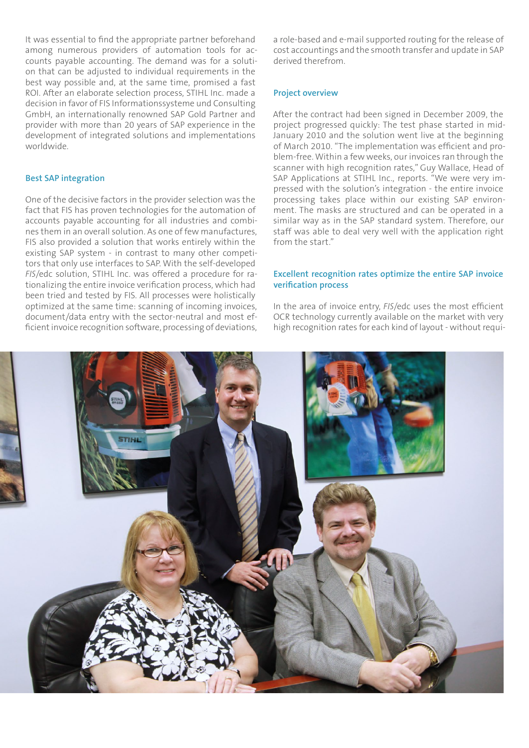It was essential to find the appropriate partner beforehand among numerous providers of automation tools for accounts payable accounting. The demand was for a solution that can be adjusted to individual requirements in the best way possible and, at the same time, promised a fast ROI. After an elaborate selection process, STIHL Inc. made a decision in favor of FIS Informationssysteme und Consulting GmbH, an internationally renowned SAP Gold Partner and provider with more than 20 years of SAP experience in the development of integrated solutions and implementations worldwide.

## Best SAP integration

One of the decisive factors in the provider selection was the fact that FIS has proven technologies for the automation of accounts payable accounting for all industries and combines them in an overall solution. As one of few manufactures, FIS also provided a solution that works entirely within the existing SAP system - in contrast to many other competitors that only use interfaces to SAP. With the self-developed *FIS*/edc solution, STIHL Inc. was offered a procedure for rationalizing the entire invoice verification process, which had been tried and tested by FIS. All processes were holistically optimized at the same time: scanning of incoming invoices, document/data entry with the sector-neutral and most efficient invoice recognition software, processing of deviations, a role-based and e-mail supported routing for the release of cost accountings and the smooth transfer and update in SAP derived therefrom.

## Project overview

After the contract had been signed in December 2009, the project progressed quickly: The test phase started in mid-January 2010 and the solution went live at the beginning of March 2010. "The implementation was efficient and problem-free. Within a few weeks, our invoices ran through the scanner with high recognition rates," Guy Wallace, Head of SAP Applications at STIHL Inc., reports. "We were very impressed with the solution's integration - the entire invoice processing takes place within our existing SAP environment. The masks are structured and can be operated in a similar way as in the SAP standard system. Therefore, our staff was able to deal very well with the application right from the start."

## Excellent recognition rates optimize the entire SAP invoice verification process

In the area of invoice entry, *FIS*/edc uses the most efficient OCR technology currently available on the market with very high recognition rates for each kind of layout - without requi-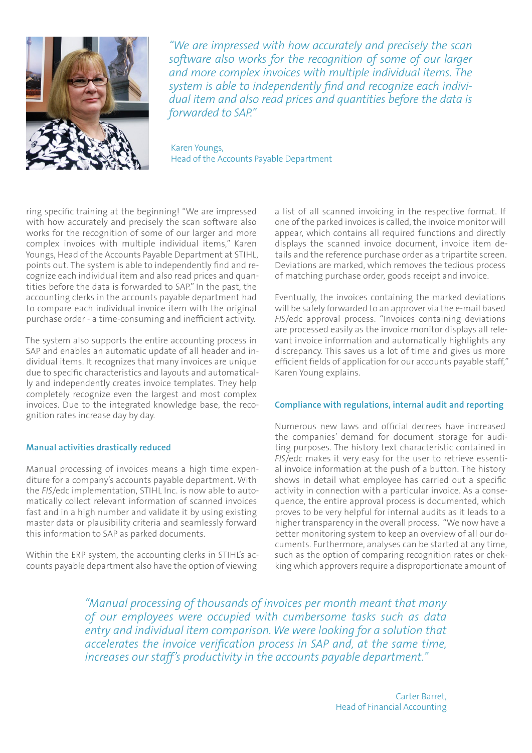*"We are impressed with how accurately and precisely the scan software also works for the recognition of some of our larger and more complex invoices with multiple individual items. The system is able to independently find and recognize each individual item and also read prices and quantities before the data is forwarded to SAP."*

Karen Youngs,
Head of the Accounts Payable Department

ring specific training at the beginning! "We are impressed with how accurately and precisely the scan software also works for the recognition of some of our larger and more complex invoices with multiple individual items," Karen Youngs, Head of the Accounts Payable Department at STIHL, points out. The system is able to independently find and recognize each individual item and also read prices and quantities before the data is forwarded to SAP." In the past, the accounting clerks in the accounts payable department had to compare each individual invoice item with the original purchase order - a time-consuming and inefficient activity.

The system also supports the entire accounting process in SAP and enables an automatic update of all header and individual items. It recognizes that many invoices are unique due to specific characteristics and layouts and automatically and independently creates invoice templates. They help completely recognize even the largest and most complex invoices. Due to the integrated knowledge base, the recognition rates increase day by day.

### Manual activities drastically reduced

Manual processing of invoices means a high time expenditure for a company's accounts payable department. With the *FIS*/edc implementation, STIHL Inc. is now able to automatically collect relevant information of scanned invoices fast and in a high number and validate it by using existing master data or plausibility criteria and seamlessly forward this information to SAP as parked documents.

Within the ERP system, the accounting clerks in STIHL's accounts payable department also have the option of viewing a list of all scanned invoicing in the respective format. If one of the parked invoices is called, the invoice monitor will appear, which contains all required functions and directly displays the scanned invoice document, invoice item details and the reference purchase order as a tripartite screen. Deviations are marked, which removes the tedious process of matching purchase order, goods receipt and invoice.

Eventually, the invoices containing the marked deviations will be safely forwarded to an approver via the e-mail based *FIS*/edc approval process. "Invoices containing deviations are processed easily as the invoice monitor displays all relevant invoice information and automatically highlights any discrepancy. This saves us a lot of time and gives us more efficient fields of application for our accounts payable staff," Karen Young explains.

### Compliance with regulations, internal audit and reporting

Numerous new laws and official decrees have increased the companies' demand for document storage for auditing purposes. The history text characteristic contained in *FIS*/edc makes it very easy for the user to retrieve essential invoice information at the push of a button. The history shows in detail what employee has carried out a specific activity in connection with a particular invoice. As a consequence, the entire approval process is documented, which proves to be very helpful for internal audits as it leads to a higher transparency in the overall process. "We now have a better monitoring system to keep an overview of all our documents. Furthermore, analyses can be started at any time, such as the option of comparing recognition rates or chekking which approvers require a disproportionate amount of

*"Manual processing of thousands of invoices per month meant that many of our employees were occupied with cumbersome tasks such as data entry and individual item comparison. We were looking for a solution that accelerates the invoice verification process in SAP and, at the same time, increases our staff's productivity in the accounts payable department."*

Carter Barret,
Head of Financial Accounting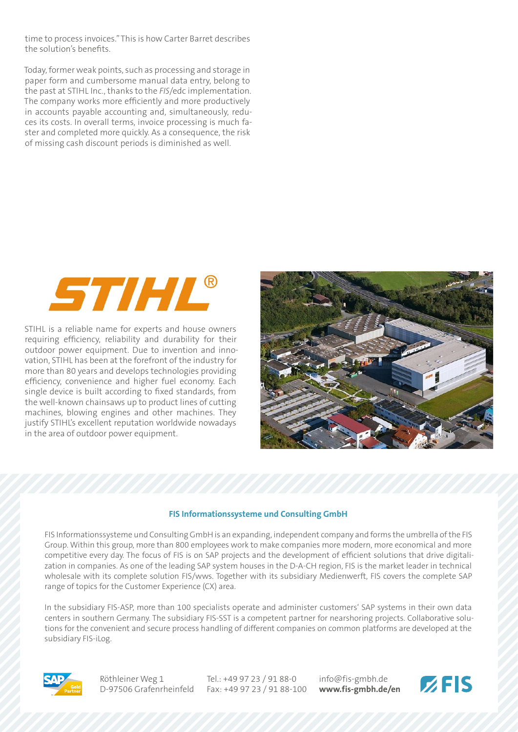time to process invoices." This is how Carter Barret describes the solution's benefits.

Today, former weak points, such as processing and storage in paper form and cumbersome manual data entry, belong to the past at STIHL Inc., thanks to the *FIS*/edc implementation. The company works more efficiently and more productively in accounts payable accounting and, simultaneously, reduces its costs. In overall terms, invoice processing is much faster and completed more quickly. As a consequence, the risk of missing cash discount periods is diminished as well.

STIHL®

STIHL is a reliable name for experts and house owners requiring efficiency, reliability and durability for their outdoor power equipment. Due to invention and innovation, STIHL has been at the forefront of the industry for more than 80 years and develops technologies providing efficiency, convenience and higher fuel economy. Each single device is built according to fixed standards, from the well-known chainsaws up to product lines of cutting machines, blowing engines and other machines. They justify STIHL's excellent reputation worldwide nowadays in the area of outdoor power equipment.

**FIS Informationssysteme und Consulting GmbH**

FIS Informationssysteme und Consulting GmbH is an expanding, independent company and forms the umbrella of the FIS Group. Within this group, more than 800 employees work to make companies more modern, more economical and more competitive every day. The focus of FIS is on SAP projects and the development of efficient solutions that drive digitalization in companies. As one of the leading SAP system houses in the D-A-CH region, FIS is the market leader in technical wholesale with its complete solution FIS/wws. Together with its subsidiary Medienwerft, FIS covers the complete SAP range of topics for the Customer Experience (CX) area.

In the subsidiary FIS-ASP, more than 100 specialists operate and administer customers' SAP systems in their own data centers in southern Germany. The subsidiary FIS-SST is a competent partner for nearshoring projects. Collaborative solutions for the convenient and secure process handling of different companies on common platforms are developed at the subsidiary FIS-iLog.

SAP Gold Partner

Röthleiner Weg 1
D-97506 Grafenrheinfeld

Tel.: +49 97 23 / 91 88-0
Fax: +49 97 23 / 91 88-100

info@fis-gmbh.de
**www.fis-gmbh.de/en**

FIS